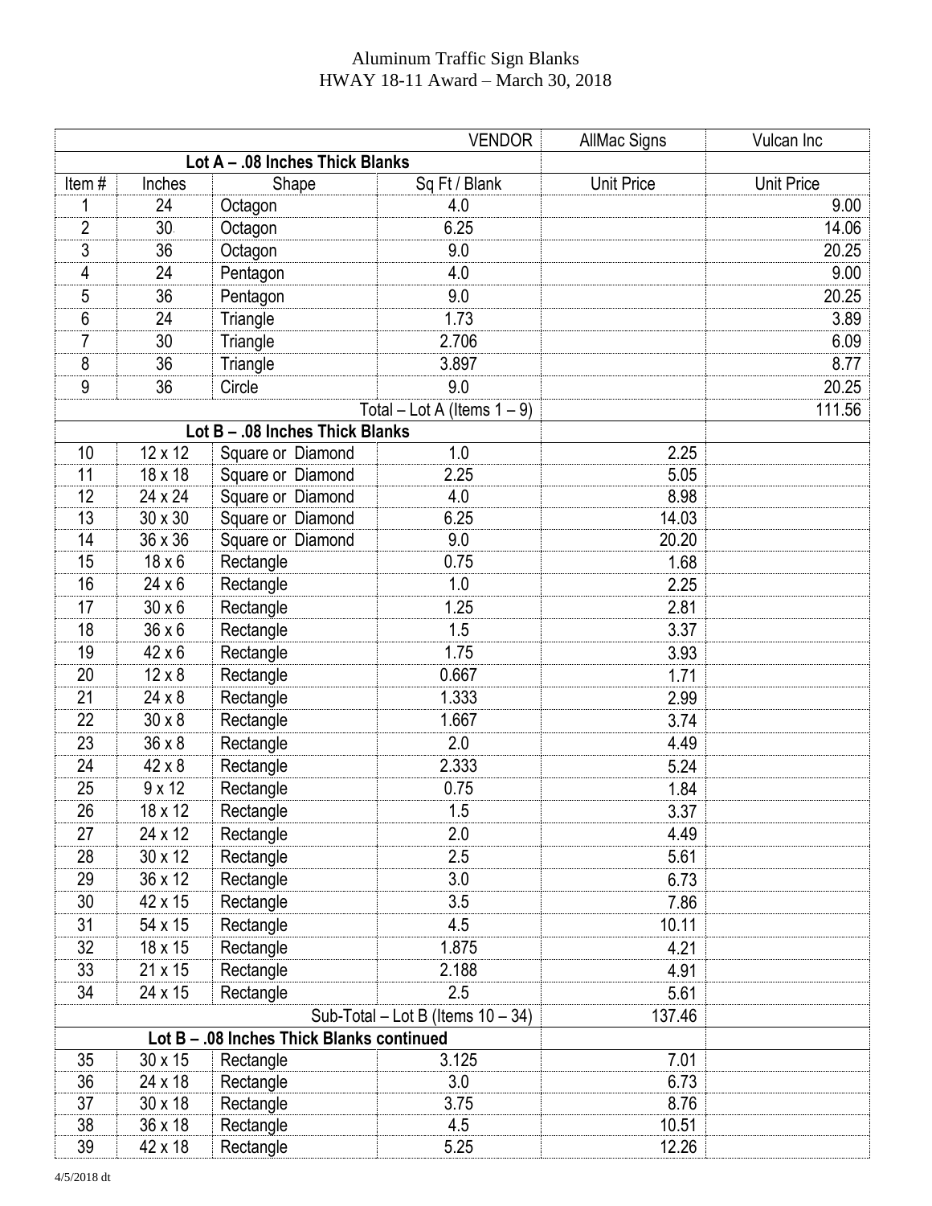# Aluminum Traffic Sign Blanks
## HWAY 18-11 Award – March 30, 2018

| | | | VENDOR | AllMac Signs | Vulcan Inc |
|---|---|---|---|---|---|
| **Lot A – .08 Inches Thick Blanks** | | | | | |
| Item # | Inches | Shape | Sq Ft / Blank | Unit Price | Unit Price |
| 1 | 24 | Octagon | 4.0 | | 9.00 |
| 2 | 30 | Octagon | 6.25 | | 14.06 |
| 3 | 36 | Octagon | 9.0 | | 20.25 |
| 4 | 24 | Pentagon | 4.0 | | 9.00 |
| 5 | 36 | Pentagon | 9.0 | | 20.25 |
| 6 | 24 | Triangle | 1.73 | | 3.89 |
| 7 | 30 | Triangle | 2.706 | | 6.09 |
| 8 | 36 | Triangle | 3.897 | | 8.77 |
| 9 | 36 | Circle | 9.0 | | 20.25 |
| | | | Total – Lot A (Items 1 – 9) | | 111.56 |
| **Lot B – .08 Inches Thick Blanks** | | | | | |
| 10 | 12 x 12 | Square or Diamond | 1.0 | 2.25 | |
| 11 | 18 x 18 | Square or Diamond | 2.25 | 5.05 | |
| 12 | 24 x 24 | Square or Diamond | 4.0 | 8.98 | |
| 13 | 30 x 30 | Square or Diamond | 6.25 | 14.03 | |
| 14 | 36 x 36 | Square or Diamond | 9.0 | 20.20 | |
| 15 | 18 x 6 | Rectangle | 0.75 | 1.68 | |
| 16 | 24 x 6 | Rectangle | 1.0 | 2.25 | |
| 17 | 30 x 6 | Rectangle | 1.25 | 2.81 | |
| 18 | 36 x 6 | Rectangle | 1.5 | 3.37 | |
| 19 | 42 x 6 | Rectangle | 1.75 | 3.93 | |
| 20 | 12 x 8 | Rectangle | 0.667 | 1.71 | |
| 21 | 24 x 8 | Rectangle | 1.333 | 2.99 | |
| 22 | 30 x 8 | Rectangle | 1.667 | 3.74 | |
| 23 | 36 x 8 | Rectangle | 2.0 | 4.49 | |
| 24 | 42 x 8 | Rectangle | 2.333 | 5.24 | |
| 25 | 9 x 12 | Rectangle | 0.75 | 1.84 | |
| 26 | 18 x 12 | Rectangle | 1.5 | 3.37 | |
| 27 | 24 x 12 | Rectangle | 2.0 | 4.49 | |
| 28 | 30 x 12 | Rectangle | 2.5 | 5.61 | |
| 29 | 36 x 12 | Rectangle | 3.0 | 6.73 | |
| 30 | 42 x 15 | Rectangle | 3.5 | 7.86 | |
| 31 | 54 x 15 | Rectangle | 4.5 | 10.11 | |
| 32 | 18 x 15 | Rectangle | 1.875 | 4.21 | |
| 33 | 21 x 15 | Rectangle | 2.188 | 4.91 | |
| 34 | 24 x 15 | Rectangle | 2.5 | 5.61 | |
| | | | Sub-Total – Lot B (Items 10 – 34) | 137.46 | |
| **Lot B – .08 Inches Thick Blanks continued** | | | | | |
| 35 | 30 x 15 | Rectangle | 3.125 | 7.01 | |
| 36 | 24 x 18 | Rectangle | 3.0 | 6.73 | |
| 37 | 30 x 18 | Rectangle | 3.75 | 8.76 | |
| 38 | 36 x 18 | Rectangle | 4.5 | 10.51 | |
| 39 | 42 x 18 | Rectangle | 5.25 | 12.26 | |

4/5/2018 dt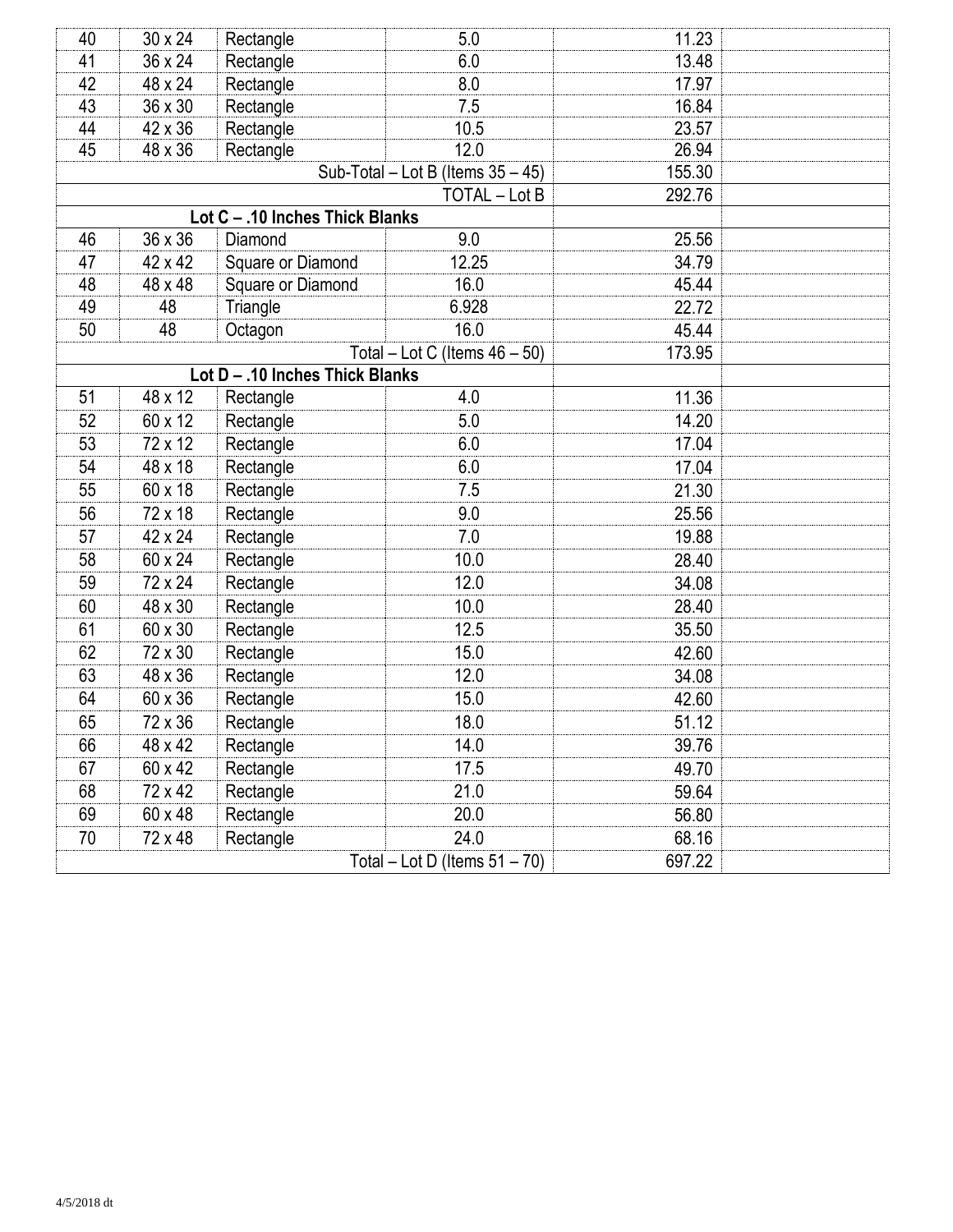| | | | | | |
|---|---|---|---|---|---|
| 40 | 30 x 24 | Rectangle | 5.0 | 11.23 | |
| 41 | 36 x 24 | Rectangle | 6.0 | 13.48 | |
| 42 | 48 x 24 | Rectangle | 8.0 | 17.97 | |
| 43 | 36 x 30 | Rectangle | 7.5 | 16.84 | |
| 44 | 42 x 36 | Rectangle | 10.5 | 23.57 | |
| 45 | 48 x 36 | Rectangle | 12.0 | 26.94 | |
| | | | Sub-Total – Lot B (Items 35 – 45) | 155.30 | |
| | | | TOTAL – Lot B | 292.76 | |
| | | **Lot C – .10 Inches Thick Blanks** | | | |
| 46 | 36 x 36 | Diamond | 9.0 | 25.56 | |
| 47 | 42 x 42 | Square or Diamond | 12.25 | 34.79 | |
| 48 | 48 x 48 | Square or Diamond | 16.0 | 45.44 | |
| 49 | 48 | Triangle | 6.928 | 22.72 | |
| 50 | 48 | Octagon | 16.0 | 45.44 | |
| | | | Total – Lot C (Items 46 – 50) | 173.95 | |
| | | **Lot D – .10 Inches Thick Blanks** | | | |
| 51 | 48 x 12 | Rectangle | 4.0 | 11.36 | |
| 52 | 60 x 12 | Rectangle | 5.0 | 14.20 | |
| 53 | 72 x 12 | Rectangle | 6.0 | 17.04 | |
| 54 | 48 x 18 | Rectangle | 6.0 | 17.04 | |
| 55 | 60 x 18 | Rectangle | 7.5 | 21.30 | |
| 56 | 72 x 18 | Rectangle | 9.0 | 25.56 | |
| 57 | 42 x 24 | Rectangle | 7.0 | 19.88 | |
| 58 | 60 x 24 | Rectangle | 10.0 | 28.40 | |
| 59 | 72 x 24 | Rectangle | 12.0 | 34.08 | |
| 60 | 48 x 30 | Rectangle | 10.0 | 28.40 | |
| 61 | 60 x 30 | Rectangle | 12.5 | 35.50 | |
| 62 | 72 x 30 | Rectangle | 15.0 | 42.60 | |
| 63 | 48 x 36 | Rectangle | 12.0 | 34.08 | |
| 64 | 60 x 36 | Rectangle | 15.0 | 42.60 | |
| 65 | 72 x 36 | Rectangle | 18.0 | 51.12 | |
| 66 | 48 x 42 | Rectangle | 14.0 | 39.76 | |
| 67 | 60 x 42 | Rectangle | 17.5 | 49.70 | |
| 68 | 72 x 42 | Rectangle | 21.0 | 59.64 | |
| 69 | 60 x 48 | Rectangle | 20.0 | 56.80 | |
| 70 | 72 x 48 | Rectangle | 24.0 | 68.16 | |
| | | | Total – Lot D (Items 51 – 70) | 697.22 | |

4/5/2018 dt